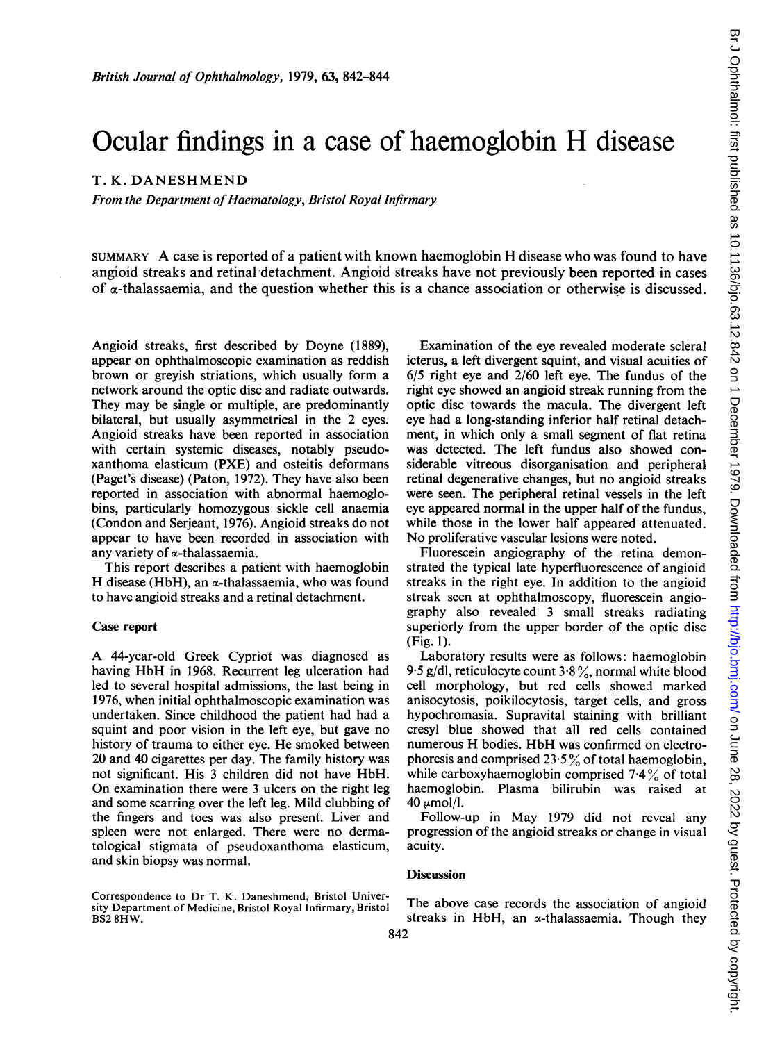# Ocular findings in a case of haemoglobin H disease

T. K. DANESHMEND

*From the Department of Haematology, Bristol Royal Infirmary*

SUMMARY A case is reported of a patient with known haemoglobin H disease who was found to have angioid streaks and retinal detachment. Angioid streaks have not previously been reported in cases of α-thalassaemia, and the question whether this is a chance association or otherwise is discussed.

Angioid streaks, first described by Doyne (1889), appear on ophthalmoscopic examination as reddish brown or greyish striations, which usually form a network around the optic disc and radiate outwards. They may be single or multiple, are predominantly bilateral, but usually asymmetrical in the 2 eyes. Angioid streaks have been reported in association with certain systemic diseases, notably pseudoxanthoma elasticum (PXE) and osteitis deformans (Paget's disease) (Paton, 1972). They have also been reported in association with abnormal haemoglobins, particularly homozygous sickle cell anaemia (Condon and Serjeant, 1976). Angioid streaks do not appear to have been recorded in association with any variety of α-thalassaemia.

This report describes a patient with haemoglobin H disease (HbH), an α-thalassaemia, who was found to have angioid streaks and a retinal detachment.

## Case report

A 44-year-old Greek Cypriot was diagnosed as having HbH in 1968. Recurrent leg ulceration had led to several hospital admissions, the last being in 1976, when initial ophthalmoscopic examination was undertaken. Since childhood the patient had had a squint and poor vision in the left eye, but gave no history of trauma to either eye. He smoked between 20 and 40 cigarettes per day. The family history was not significant. His 3 children did not have HbH. On examination there were 3 ulcers on the right leg and some scarring over the left leg. Mild clubbing of the fingers and toes was also present. Liver and spleen were not enlarged. There were no dermatological stigmata of pseudoxanthoma elasticum, and skin biopsy was normal.

Examination of the eye revealed moderate scleral icterus, a left divergent squint, and visual acuities of 6/5 right eye and 2/60 left eye. The fundus of the right eye showed an angioid streak running from the optic disc towards the macula. The divergent left eye had a long-standing inferior half retinal detachment, in which only a small segment of flat retina was detected. The left fundus also showed considerable vitreous disorganisation and peripheral retinal degenerative changes, but no angioid streaks were seen. The peripheral retinal vessels in the left eye appeared normal in the upper half of the fundus, while those in the lower half appeared attenuated. No proliferative vascular lesions were noted.

Fluorescein angiography of the retina demonstrated the typical late hyperfluorescence of angioid streaks in the right eye. In addition to the angioid streak seen at ophthalmoscopy, fluorescein angiography also revealed 3 small streaks radiating superiorly from the upper border of the optic disc (Fig. 1).

Laboratory results were as follows: haemoglobin 9·5 g/dl, reticulocyte count 3·8%, normal white blood cell morphology, but red cells showed marked anisocytosis, poikilocytosis, target cells, and gross hypochromasia. Supravital staining with brilliant cresyl blue showed that all red cells contained numerous H bodies. HbH was confirmed on electrophoresis and comprised 23·5% of total haemoglobin, while carboxyhaemoglobin comprised 7·4% of total haemoglobin. Plasma bilirubin was raised at 40 μmol/l.

Follow-up in May 1979 did not reveal any progression of the angioid streaks or change in visual acuity.

## Discussion

The above case records the association of angioid streaks in HbH, an α-thalassaemia. Though they

Correspondence to Dr T. K. Daneshmend, Bristol University Department of Medicine, Bristol Royal Infirmary, Bristol BS2 8HW.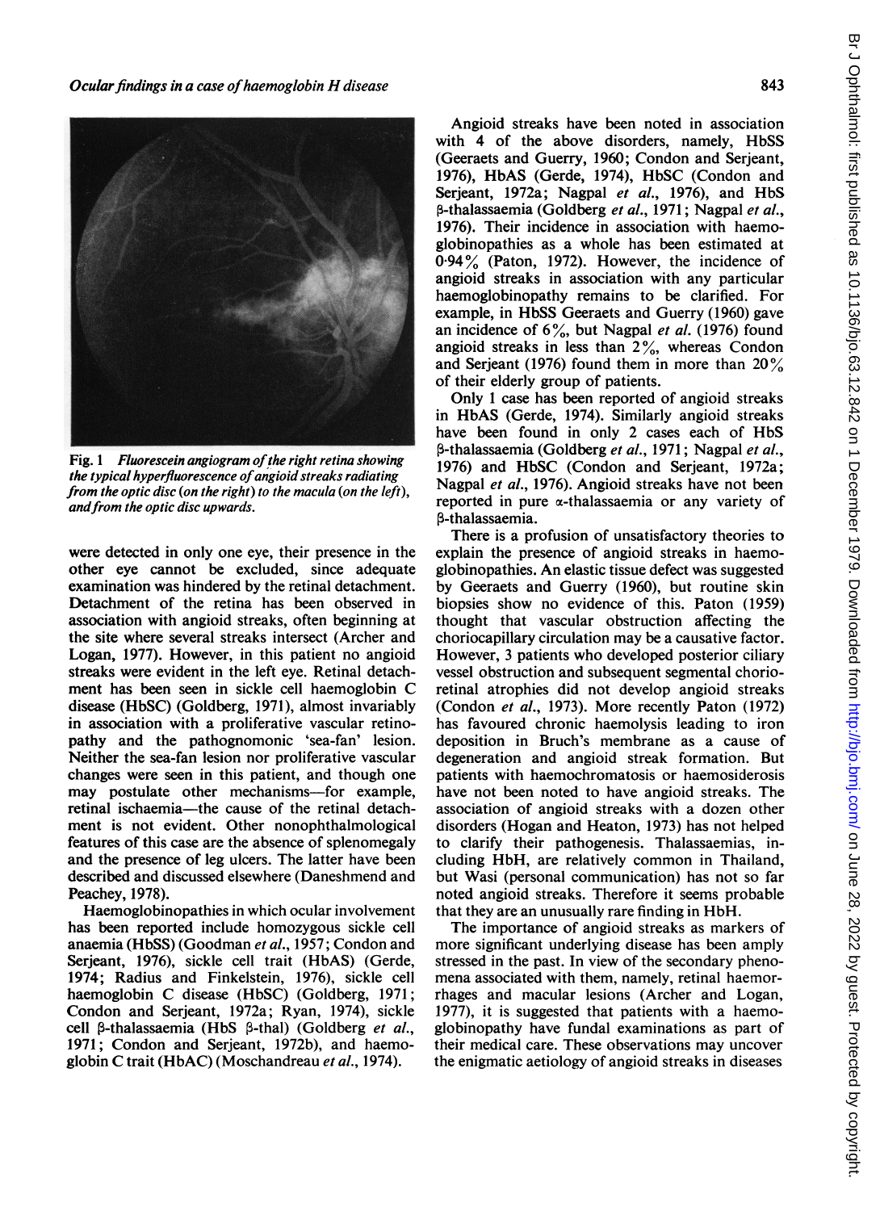Fig. 1 *Fluorescein angiogram of the right retina showing the typical hyperfluorescence of angioid streaks radiating from the optic disc (on the right) to the macula (on the left), and from the optic disc upwards.*

were detected in only one eye, their presence in the other eye cannot be excluded, since adequate examination was hindered by the retinal detachment. Detachment of the retina has been observed in association with angioid streaks, often beginning at the site where several streaks intersect (Archer and Logan, 1977). However, in this patient no angioid streaks were evident in the left eye. Retinal detachment has been seen in sickle cell haemoglobin C disease (HbSC) (Goldberg, 1971), almost invariably in association with a proliferative vascular retinopathy and the pathognomonic 'sea-fan' lesion. Neither the sea-fan lesion nor proliferative vascular changes were seen in this patient, and though one may postulate other mechanisms—for example, retinal ischaemia—the cause of the retinal detachment is not evident. Other nonophthalmological features of this case are the absence of splenomegaly and the presence of leg ulcers. The latter have been described and discussed elsewhere (Daneshmend and Peachey, 1978).

Haemoglobinopathies in which ocular involvement has been reported include homozygous sickle cell anaemia (HbSS) (Goodman *et al.*, 1957; Condon and Serjeant, 1976), sickle cell trait (HbAS) (Gerde, 1974; Radius and Finkelstein, 1976), sickle cell haemoglobin C disease (HbSC) (Goldberg, 1971; Condon and Serjeant, 1972a; Ryan, 1974), sickle cell β-thalassaemia (HbS β-thal) (Goldberg *et al.*, 1971; Condon and Serjeant, 1972b), and haemoglobin C trait (HbAC) (Moschandreau *et al.*, 1974).

Angioid streaks have been noted in association with 4 of the above disorders, namely, HbSS (Geeraets and Guerry, 1960; Condon and Serjeant, 1976), HbAS (Gerde, 1974), HbSC (Condon and Serjeant, 1972a; Nagpal *et al.*, 1976), and HbS β-thalassaemia (Goldberg *et al.*, 1971; Nagpal *et al.*, 1976). Their incidence in association with haemoglobinopathies as a whole has been estimated at 0·94% (Paton, 1972). However, the incidence of angioid streaks in association with any particular haemoglobinopathy remains to be clarified. For example, in HbSS Geeraets and Guerry (1960) gave an incidence of 6%, but Nagpal *et al.* (1976) found angioid streaks in less than 2%, whereas Condon and Serjeant (1976) found them in more than 20% of their elderly group of patients.

Only 1 case has been reported of angioid streaks in HbAS (Gerde, 1974). Similarly angioid streaks have been found in only 2 cases each of HbS β-thalassaemia (Goldberg *et al.*, 1971; Nagpal *et al.*, 1976) and HbSC (Condon and Serjeant, 1972a; Nagpal *et al.*, 1976). Angioid streaks have not been reported in pure α-thalassaemia or any variety of β-thalassaemia.

There is a profusion of unsatisfactory theories to explain the presence of angioid streaks in haemoglobinopathies. An elastic tissue defect was suggested by Geeraets and Guerry (1960), but routine skin biopsies show no evidence of this. Paton (1959) thought that vascular obstruction affecting the choriocapillary circulation may be a causative factor. However, 3 patients who developed posterior ciliary vessel obstruction and subsequent segmental chorioretinal atrophies did not develop angioid streaks (Condon *et al.*, 1973). More recently Paton (1972) has favoured chronic haemolysis leading to iron deposition in Bruch's membrane as a cause of degeneration and angioid streak formation. But patients with haemochromatosis or haemosiderosis have not been noted to have angioid streaks. The association of angioid streaks with a dozen other disorders (Hogan and Heaton, 1973) has not helped to clarify their pathogenesis. Thalassaemias, including HbH, are relatively common in Thailand, but Wasi (personal communication) has not so far noted angioid streaks. Therefore it seems probable that they are an unusually rare finding in HbH.

The importance of angioid streaks as markers of more significant underlying disease has been amply stressed in the past. In view of the secondary phenomena associated with them, namely, retinal haemorrhages and macular lesions (Archer and Logan, 1977), it is suggested that patients with a haemoglobinopathy have fundal examinations as part of their medical care. These observations may uncover the enigmatic aetiology of angioid streaks in diseases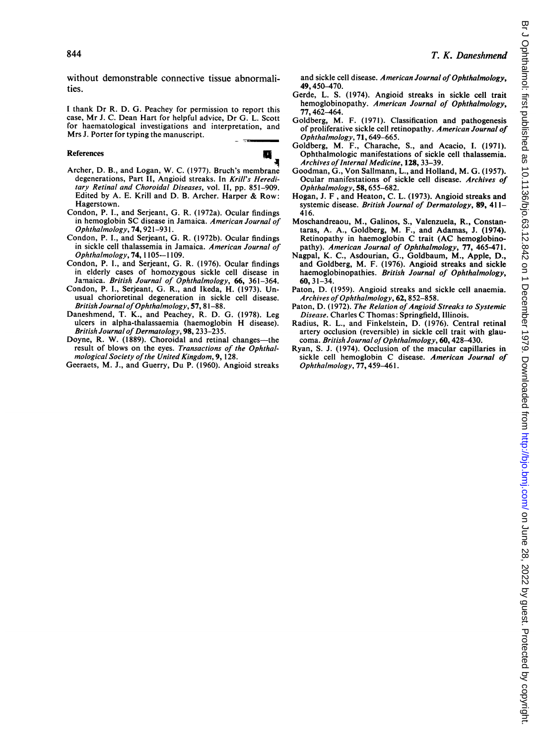without demonstrable connective tissue abnormalities.

I thank Dr R. D. G. Peachey for permission to report this case, Mr J. C. Dean Hart for helpful advice, Dr G. L. Scott for haematological investigations and interpretation, and Mrs J. Porter for typing the manuscript.

## References

Archer, D. B., and Logan, W. C. (1977). Bruch's membrane degenerations, Part II, Angioid streaks. In *Krill's Hereditary Retinal and Choroidal Diseases*, vol. II, pp. 851–909. Edited by A. E. Krill and D. B. Archer. Harper & Row: Hagerstown.

Condon, P. I., and Serjeant, G. R. (1972a). Ocular findings in hemoglobin SC disease in Jamaica. *American Journal of Ophthalmology*, **74**, 921–931.

Condon, P. I., and Serjeant, G. R. (1972b). Ocular findings in sickle cell thalassemia in Jamaica. *American Journal of Ophthalmology*, **74**, 1105–1109.

Condon, P. I., and Serjeant, G. R. (1976). Ocular findings in elderly cases of homozygous sickle cell disease in Jamaica. *British Journal of Ophthalmology*, **66**, 361–364.

Condon, P. I., Serjeant, G. R., and Ikeda, H. (1973). Unusual chorioretinal degeneration in sickle cell disease. *British Journal of Ophthalmology*, **57**, 81–88.

Daneshmend, T. K., and Peachey, R. D. G. (1978). Leg ulcers in alpha-thalassaemia (haemoglobin H disease). *British Journal of Dermatology*, **98**, 233–235.

Doyne, R. W. (1889). Choroidal and retinal changes—the result of blows on the eyes. *Transactions of the Ophthalmological Society of the United Kingdom*, **9**, 128.

Geeraets, M. J., and Guerry, Du P. (1960). Angioid streaks and sickle cell disease. *American Journal of Ophthalmology*, **49**, 450–470.

Gerde, L. S. (1974). Angioid streaks in sickle cell trait hemoglobinopathy. *American Journal of Ophthalmology*, **77**, 462–464.

Goldberg, M. F. (1971). Classification and pathogenesis of proliferative sickle cell retinopathy. *American Journal of Ophthalmology*, **71**, 649–665.

Goldberg, M. F., Charache, S., and Acacio, I. (1971). Ophthalmologic manifestations of sickle cell thalassemia. *Archives of Internal Medicine*, **128**, 33–39.

Goodman, G., Von Sallmann, L., and Holland, M. G. (1957). Ocular manifestations of sickle cell disease. *Archives of Ophthalmology*, **58**, 655–682.

Hogan, J. F, and Heaton, C. L. (1973). Angioid streaks and systemic disease. *British Journal of Dermatology*, **89**, 411–416.

Moschandreaou, M., Galinos, S., Valenzuela, R., Constantaras, A. A., Goldberg, M. F., and Adamas, J. (1974). Retinopathy in haemoglobin C trait (AC hemoglobinopathy). *American Journal of Ophthalmology*, **77**, 465–471.

Nagpal, K. C., Asdourian, G., Goldbaum, M., Apple, D., and Goldberg, M. F. (1976). Angioid streaks and sickle haemoglobinopathies. *British Journal of Ophthalmology*, **60**, 31–34.

Paton, D. (1959). Angioid streaks and sickle cell anaemia. *Archives of Ophthalmology*, **62**, 852–858.

Paton, D. (1972). *The Relation of Angioid Streaks to Systemic Disease*. Charles C Thomas: Springfield, Illinois.

Radius, R. L., and Finkelstein, D. (1976). Central retinal artery occlusion (reversible) in sickle cell trait with glaucoma. *British Journal of Ophthalmology*, **60**, 428–430.

Ryan, S. J. (1974). Occlusion of the macular capillaries in sickle cell hemoglobin C disease. *American Journal of Ophthalmology*, **77**, 459–461.